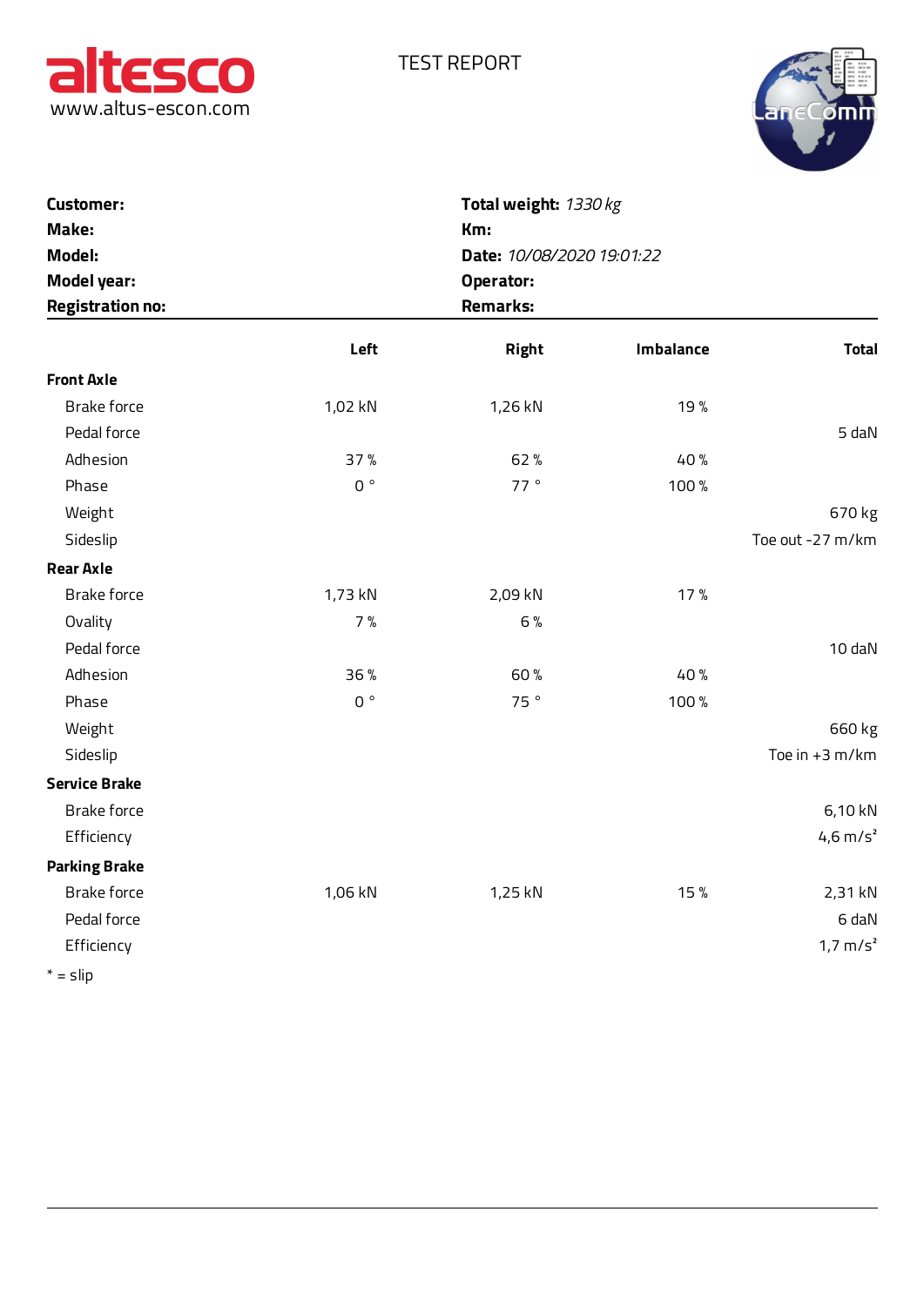altesco
www.altus-escon.com

# TEST REPORT

LaneComm

**Customer:**
**Make:**
**Model:**
**Model year:**
**Registration no:**

**Total weight:** *1330 kg*
**Km:**
**Date:** *10/08/2020 19:01:22*
**Operator:**
**Remarks:**

| | Left | Right | Imbalance | Total |
|---|---|---|---|---|
| **Front Axle** | | | | |
| Brake force | 1,02 kN | 1,26 kN | 19 % | |
| Pedal force | | | | 5 daN |
| Adhesion | 37 % | 62 % | 40 % | |
| Phase | 0 ° | 77 ° | 100 % | |
| Weight | | | | 670 kg |
| Sideslip | | | | Toe out -27 m/km |
| **Rear Axle** | | | | |
| Brake force | 1,73 kN | 2,09 kN | 17 % | |
| Ovality | 7 % | 6 % | | |
| Pedal force | | | | 10 daN |
| Adhesion | 36 % | 60 % | 40 % | |
| Phase | 0 ° | 75 ° | 100 % | |
| Weight | | | | 660 kg |
| Sideslip | | | | Toe in +3 m/km |
| **Service Brake** | | | | |
| Brake force | | | | 6,10 kN |
| Efficiency | | | | 4,6 m/s² |
| **Parking Brake** | | | | |
| Brake force | 1,06 kN | 1,25 kN | 15 % | 2,31 kN |
| Pedal force | | | | 6 daN |
| Efficiency | | | | 1,7 m/s² |

* = slip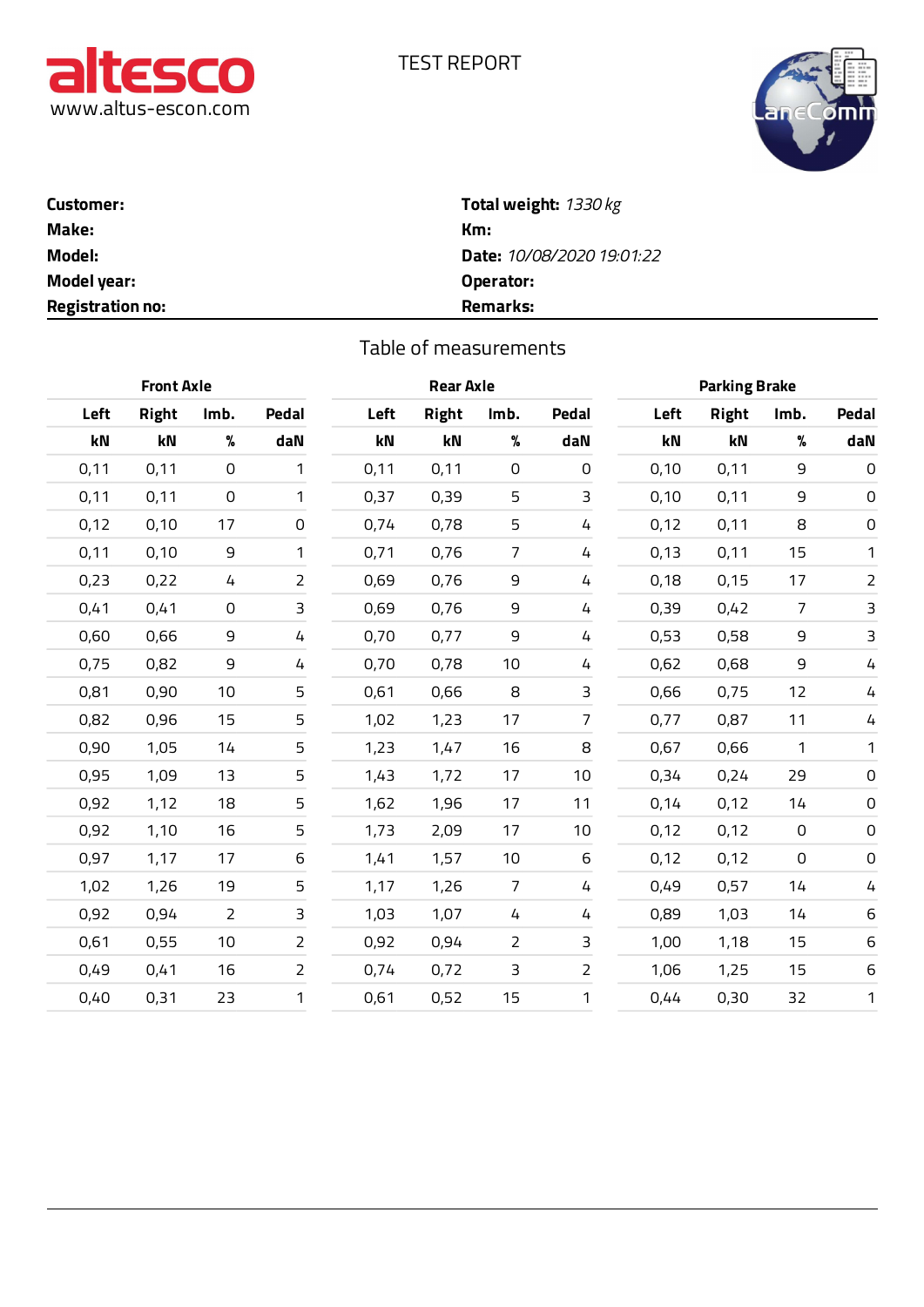altesco
www.altus-escon.com

TEST REPORT

LaneComm

**Customer:**
**Make:**
**Model:**
**Model year:**
**Registration no:**

**Total weight:** *1330 kg*
**Km:**
**Date:** *10/08/2020 19:01:22*
**Operator:**
**Remarks:**

## Table of measurements

| Front Axle | | | | Rear Axle | | | | Parking Brake | | | |
|---|---|---|---|---|---|---|---|---|---|---|---|
| Left | Right | Imb. | Pedal | Left | Right | Imb. | Pedal | Left | Right | Imb. | Pedal |
| kN | kN | % | daN | kN | kN | % | daN | kN | kN | % | daN |
| 0,11 | 0,11 | 0 | 1 | 0,11 | 0,11 | 0 | 0 | 0,10 | 0,11 | 9 | 0 |
| 0,11 | 0,11 | 0 | 1 | 0,37 | 0,39 | 5 | 3 | 0,10 | 0,11 | 9 | 0 |
| 0,12 | 0,10 | 17 | 0 | 0,74 | 0,78 | 5 | 4 | 0,12 | 0,11 | 8 | 0 |
| 0,11 | 0,10 | 9 | 1 | 0,71 | 0,76 | 7 | 4 | 0,13 | 0,11 | 15 | 1 |
| 0,23 | 0,22 | 4 | 2 | 0,69 | 0,76 | 9 | 4 | 0,18 | 0,15 | 17 | 2 |
| 0,41 | 0,41 | 0 | 3 | 0,69 | 0,76 | 9 | 4 | 0,39 | 0,42 | 7 | 3 |
| 0,60 | 0,66 | 9 | 4 | 0,70 | 0,77 | 9 | 4 | 0,53 | 0,58 | 9 | 3 |
| 0,75 | 0,82 | 9 | 4 | 0,70 | 0,78 | 10 | 4 | 0,62 | 0,68 | 9 | 4 |
| 0,81 | 0,90 | 10 | 5 | 0,61 | 0,66 | 8 | 3 | 0,66 | 0,75 | 12 | 4 |
| 0,82 | 0,96 | 15 | 5 | 1,02 | 1,23 | 17 | 7 | 0,77 | 0,87 | 11 | 4 |
| 0,90 | 1,05 | 14 | 5 | 1,23 | 1,47 | 16 | 8 | 0,67 | 0,66 | 1 | 1 |
| 0,95 | 1,09 | 13 | 5 | 1,43 | 1,72 | 17 | 10 | 0,34 | 0,24 | 29 | 0 |
| 0,92 | 1,12 | 18 | 5 | 1,62 | 1,96 | 17 | 11 | 0,14 | 0,12 | 14 | 0 |
| 0,92 | 1,10 | 16 | 5 | 1,73 | 2,09 | 17 | 10 | 0,12 | 0,12 | 0 | 0 |
| 0,97 | 1,17 | 17 | 6 | 1,41 | 1,57 | 10 | 6 | 0,12 | 0,12 | 0 | 0 |
| 1,02 | 1,26 | 19 | 5 | 1,17 | 1,26 | 7 | 4 | 0,49 | 0,57 | 14 | 4 |
| 0,92 | 0,94 | 2 | 3 | 1,03 | 1,07 | 4 | 4 | 0,89 | 1,03 | 14 | 6 |
| 0,61 | 0,55 | 10 | 2 | 0,92 | 0,94 | 2 | 3 | 1,00 | 1,18 | 15 | 6 |
| 0,49 | 0,41 | 16 | 2 | 0,74 | 0,72 | 3 | 2 | 1,06 | 1,25 | 15 | 6 |
| 0,40 | 0,31 | 23 | 1 | 0,61 | 0,52 | 15 | 1 | 0,44 | 0,30 | 32 | 1 |